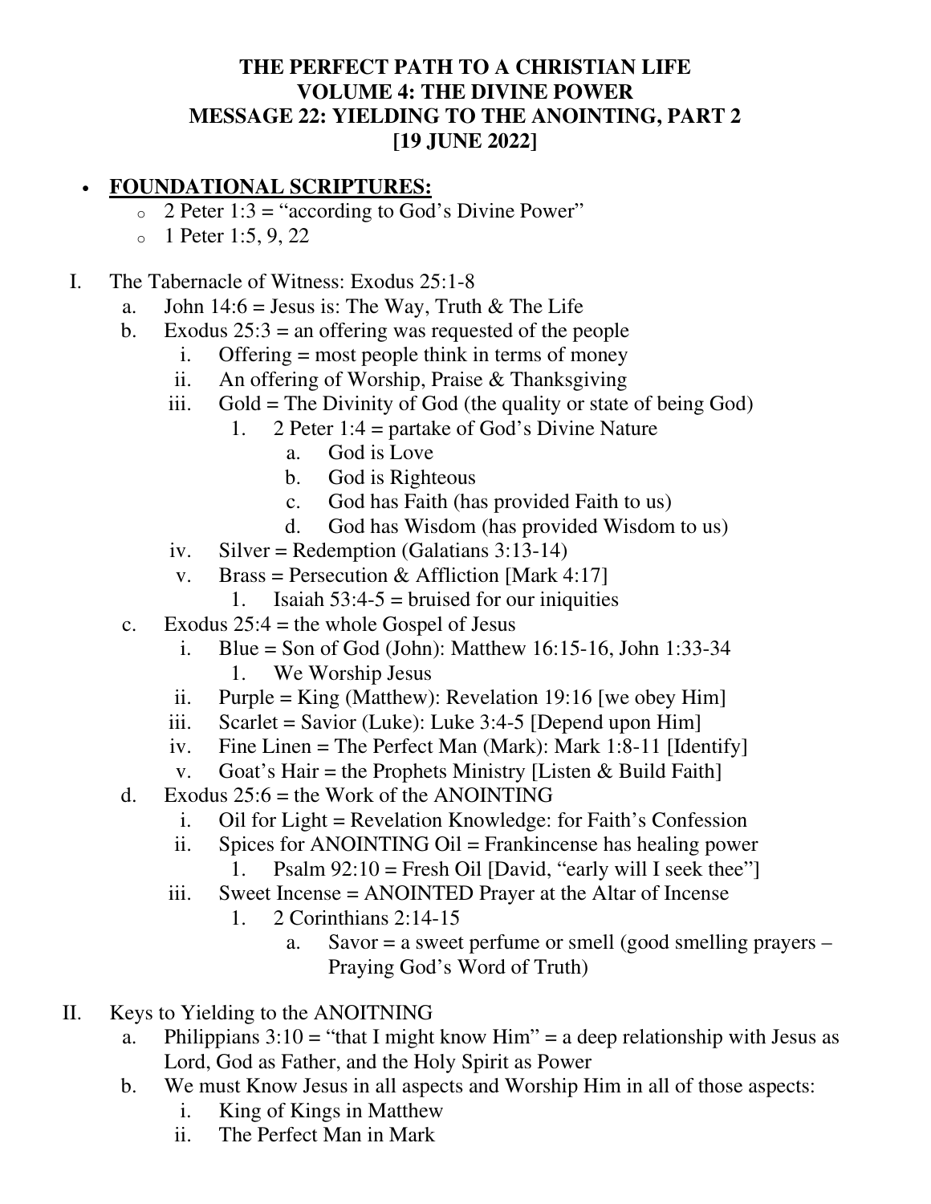# THE PERFECT PATH TO A CHRISTIAN LIFE
# VOLUME 4: THE DIVINE POWER
# MESSAGE 22: YIELDING TO THE ANOINTING, PART 2
# [19 JUNE 2022]

- **FOUNDATIONAL SCRIPTURES:**
  - 2 Peter 1:3 = "according to God's Divine Power"
  - 1 Peter 1:5, 9, 22

I. The Tabernacle of Witness: Exodus 25:1-8
   a. John 14:6 = Jesus is: The Way, Truth & The Life
   b. Exodus 25:3 = an offering was requested of the people
      i. Offering = most people think in terms of money
      ii. An offering of Worship, Praise & Thanksgiving
      iii. Gold = The Divinity of God (the quality or state of being God)
         1. 2 Peter 1:4 = partake of God's Divine Nature
            a. God is Love
            b. God is Righteous
            c. God has Faith (has provided Faith to us)
            d. God has Wisdom (has provided Wisdom to us)
      iv. Silver = Redemption (Galatians 3:13-14)
      v. Brass = Persecution & Affliction [Mark 4:17]
         1. Isaiah 53:4-5 = bruised for our iniquities
   c. Exodus 25:4 = the whole Gospel of Jesus
      i. Blue = Son of God (John): Matthew 16:15-16, John 1:33-34
         1. We Worship Jesus
      ii. Purple = King (Matthew): Revelation 19:16 [we obey Him]
      iii. Scarlet = Savior (Luke): Luke 3:4-5 [Depend upon Him]
      iv. Fine Linen = The Perfect Man (Mark): Mark 1:8-11 [Identify]
      v. Goat's Hair = the Prophets Ministry [Listen & Build Faith]
   d. Exodus 25:6 = the Work of the ANOINTING
      i. Oil for Light = Revelation Knowledge: for Faith's Confession
      ii. Spices for ANOINTING Oil = Frankincense has healing power
         1. Psalm 92:10 = Fresh Oil [David, "early will I seek thee"]
      iii. Sweet Incense = ANOINTED Prayer at the Altar of Incense
         1. 2 Corinthians 2:14-15
            a. Savor = a sweet perfume or smell (good smelling prayers – Praying God's Word of Truth)

II. Keys to Yielding to the ANOITNING
   a. Philippians 3:10 = "that I might know Him" = a deep relationship with Jesus as Lord, God as Father, and the Holy Spirit as Power
   b. We must Know Jesus in all aspects and Worship Him in all of those aspects:
      i. King of Kings in Matthew
      ii. The Perfect Man in Mark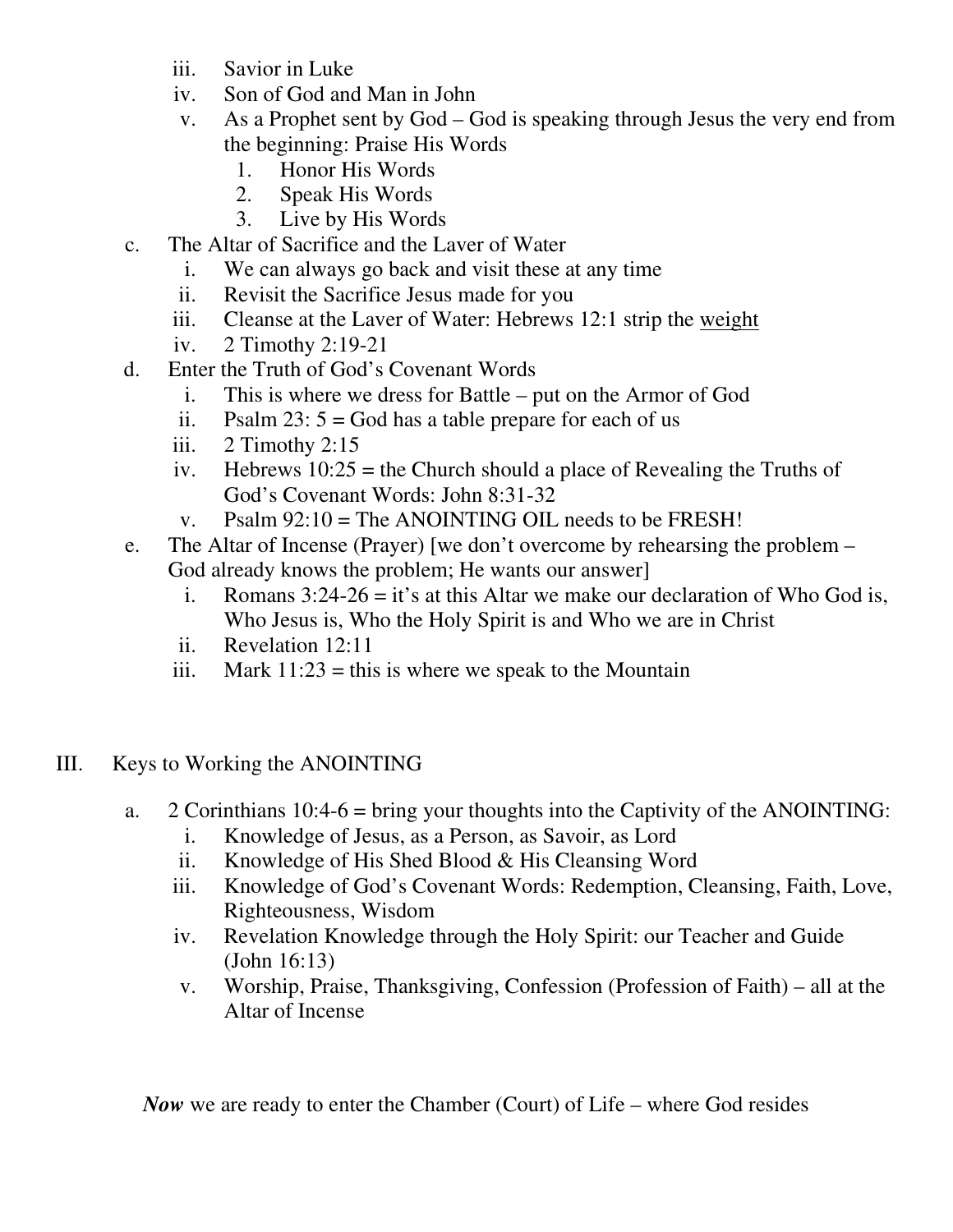iii. Savior in Luke
   iv. Son of God and Man in John
   v. As a Prophet sent by God – God is speaking through Jesus the very end from the beginning: Praise His Words
      1. Honor His Words
      2. Speak His Words
      3. Live by His Words

c. The Altar of Sacrifice and the Laver of Water
   i. We can always go back and visit these at any time
   ii. Revisit the Sacrifice Jesus made for you
   iii. Cleanse at the Laver of Water: Hebrews 12:1 strip the <u>weight</u>
   iv. 2 Timothy 2:19-21

d. Enter the Truth of God's Covenant Words
   i. This is where we dress for Battle – put on the Armor of God
   ii. Psalm 23: 5 = God has a table prepare for each of us
   iii. 2 Timothy 2:15
   iv. Hebrews 10:25 = the Church should a place of Revealing the Truths of God's Covenant Words: John 8:31-32
   v. Psalm 92:10 = The ANOINTING OIL needs to be FRESH!

e. The Altar of Incense (Prayer) [we don't overcome by rehearsing the problem – God already knows the problem; He wants our answer]
   i. Romans 3:24-26 = it's at this Altar we make our declaration of Who God is, Who Jesus is, Who the Holy Spirit is and Who we are in Christ
   ii. Revelation 12:11
   iii. Mark 11:23 = this is where we speak to the Mountain

## III. Keys to Working the ANOINTING

a. 2 Corinthians 10:4-6 = bring your thoughts into the Captivity of the ANOINTING:
   i. Knowledge of Jesus, as a Person, as Savoir, as Lord
   ii. Knowledge of His Shed Blood & His Cleansing Word
   iii. Knowledge of God's Covenant Words: Redemption, Cleansing, Faith, Love, Righteousness, Wisdom
   iv. Revelation Knowledge through the Holy Spirit: our Teacher and Guide (John 16:13)
   v. Worship, Praise, Thanksgiving, Confession (Profession of Faith) – all at the Altar of Incense

***Now*** we are ready to enter the Chamber (Court) of Life – where God resides